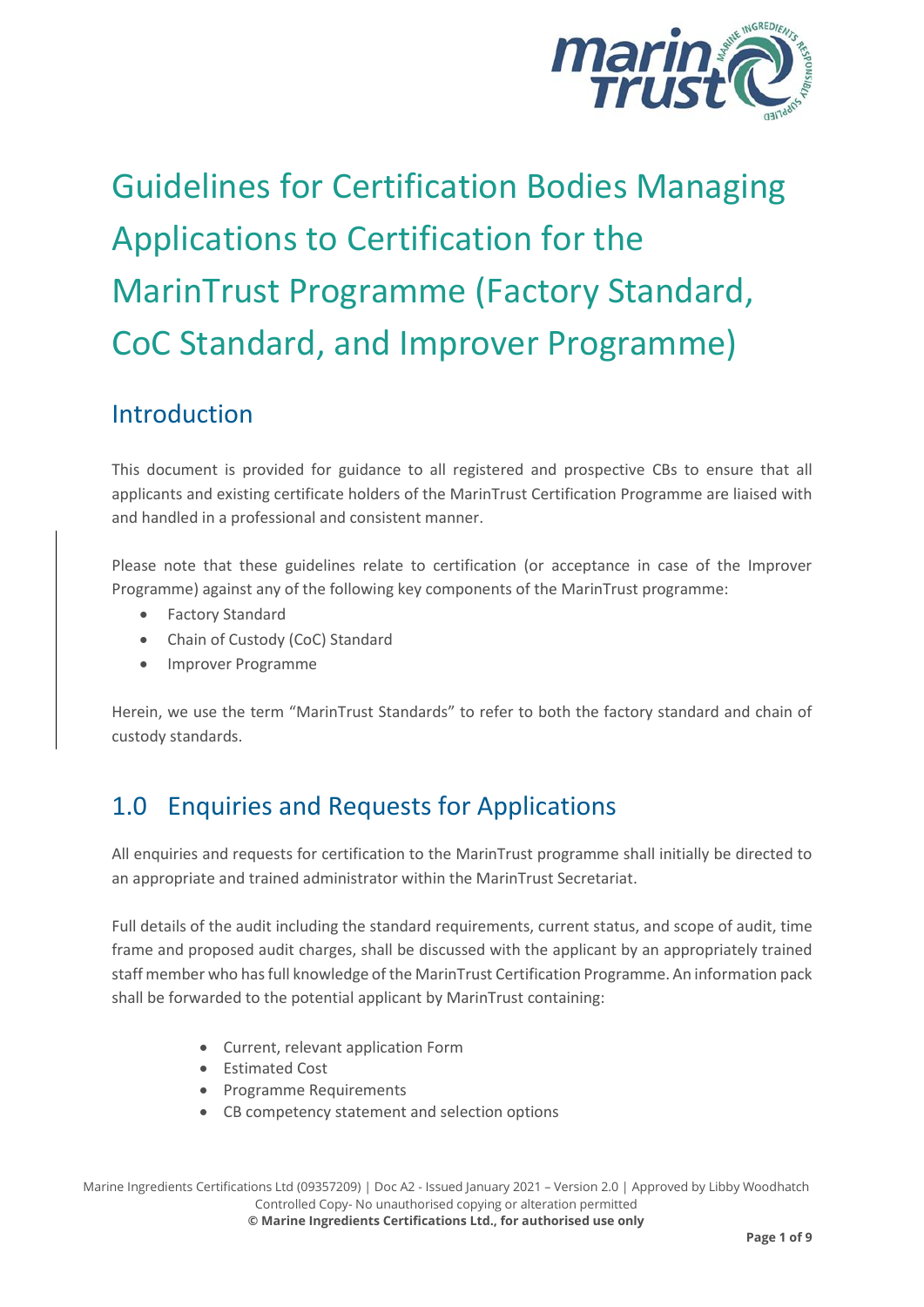# Guidelines for Certification Bodies Managing Applications to Certification for the MarinTrust Programme (Factory Standard, CoC Standard, and Improver Programme)

## Introduction

This document is provided for guidance to all registered and prospective CBs to ensure that all applicants and existing certificate holders of the MarinTrust Certification Programme are liaised with and handled in a professional and consistent manner.

Please note that these guidelines relate to certification (or acceptance in case of the Improver Programme) against any of the following key components of the MarinTrust programme:

- Factory Standard
- Chain of Custody (CoC) Standard
- Improver Programme

Herein, we use the term "MarinTrust Standards" to refer to both the factory standard and chain of custody standards.

## 1.0 Enquiries and Requests for Applications

All enquiries and requests for certification to the MarinTrust programme shall initially be directed to an appropriate and trained administrator within the MarinTrust Secretariat.

Full details of the audit including the standard requirements, current status, and scope of audit, time frame and proposed audit charges, shall be discussed with the applicant by an appropriately trained staff member who has full knowledge of the MarinTrust Certification Programme. An information pack shall be forwarded to the potential applicant by MarinTrust containing:

- Current, relevant application Form
- Estimated Cost
- Programme Requirements
- CB competency statement and selection options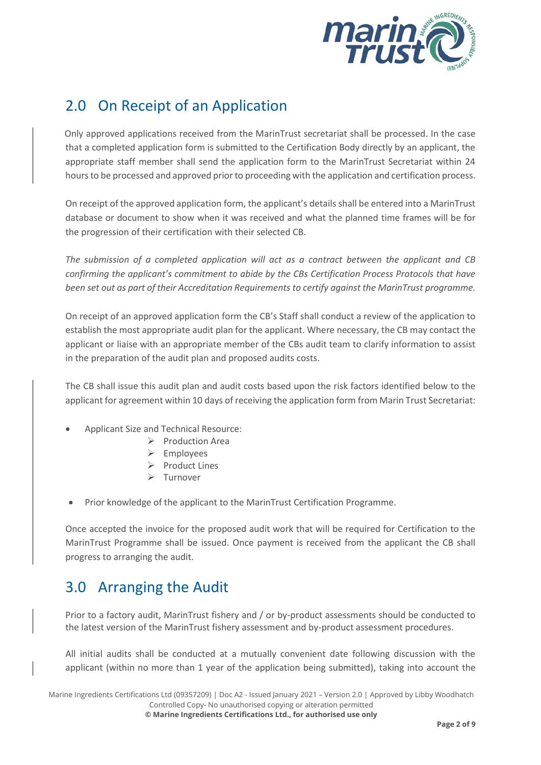## 2.0 On Receipt of an Application

Only approved applications received from the MarinTrust secretariat shall be processed. In the case that a completed application form is submitted to the Certification Body directly by an applicant, the appropriate staff member shall send the application form to the MarinTrust Secretariat within 24 hours to be processed and approved prior to proceeding with the application and certification process.

On receipt of the approved application form, the applicant's details shall be entered into a MarinTrust database or document to show when it was received and what the planned time frames will be for the progression of their certification with their selected CB.

*The submission of a completed application will act as a contract between the applicant and CB confirming the applicant's commitment to abide by the CBs Certification Process Protocols that have been set out as part of their Accreditation Requirements to certify against the MarinTrust programme.*

On receipt of an approved application form the CB's Staff shall conduct a review of the application to establish the most appropriate audit plan for the applicant. Where necessary, the CB may contact the applicant or liaise with an appropriate member of the CBs audit team to clarify information to assist in the preparation of the audit plan and proposed audits costs.

The CB shall issue this audit plan and audit costs based upon the risk factors identified below to the applicant for agreement within 10 days of receiving the application form from Marin Trust Secretariat:

- Applicant Size and Technical Resource:
  - Production Area
  - Employees
  - Product Lines
  - Turnover
- Prior knowledge of the applicant to the MarinTrust Certification Programme.

Once accepted the invoice for the proposed audit work that will be required for Certification to the MarinTrust Programme shall be issued. Once payment is received from the applicant the CB shall progress to arranging the audit.

## 3.0 Arranging the Audit

Prior to a factory audit, MarinTrust fishery and / or by-product assessments should be conducted to the latest version of the MarinTrust fishery assessment and by-product assessment procedures.

All initial audits shall be conducted at a mutually convenient date following discussion with the applicant (within no more than 1 year of the application being submitted), taking into account the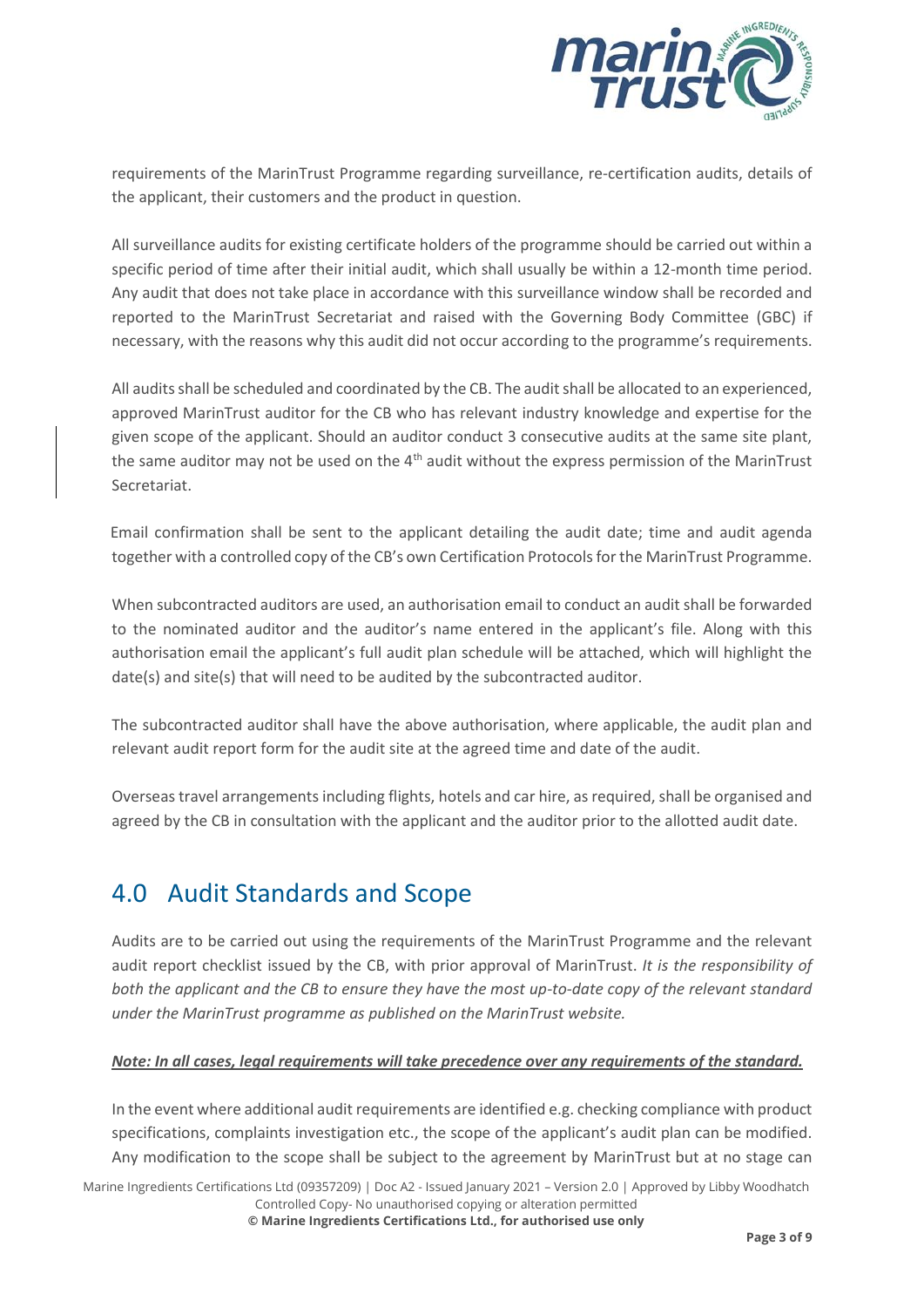requirements of the MarinTrust Programme regarding surveillance, re-certification audits, details of the applicant, their customers and the product in question.

All surveillance audits for existing certificate holders of the programme should be carried out within a specific period of time after their initial audit, which shall usually be within a 12-month time period. Any audit that does not take place in accordance with this surveillance window shall be recorded and reported to the MarinTrust Secretariat and raised with the Governing Body Committee (GBC) if necessary, with the reasons why this audit did not occur according to the programme's requirements.

All audits shall be scheduled and coordinated by the CB. The audit shall be allocated to an experienced, approved MarinTrust auditor for the CB who has relevant industry knowledge and expertise for the given scope of the applicant. Should an auditor conduct 3 consecutive audits at the same site plant, the same auditor may not be used on the 4th audit without the express permission of the MarinTrust Secretariat.

Email confirmation shall be sent to the applicant detailing the audit date; time and audit agenda together with a controlled copy of the CB's own Certification Protocols for the MarinTrust Programme.

When subcontracted auditors are used, an authorisation email to conduct an audit shall be forwarded to the nominated auditor and the auditor's name entered in the applicant's file. Along with this authorisation email the applicant's full audit plan schedule will be attached, which will highlight the date(s) and site(s) that will need to be audited by the subcontracted auditor.

The subcontracted auditor shall have the above authorisation, where applicable, the audit plan and relevant audit report form for the audit site at the agreed time and date of the audit.

Overseas travel arrangements including flights, hotels and car hire, as required, shall be organised and agreed by the CB in consultation with the applicant and the auditor prior to the allotted audit date.

# 4.0 Audit Standards and Scope

Audits are to be carried out using the requirements of the MarinTrust Programme and the relevant audit report checklist issued by the CB, with prior approval of MarinTrust. *It is the responsibility of both the applicant and the CB to ensure they have the most up-to-date copy of the relevant standard under the MarinTrust programme as published on the MarinTrust website.*

***Note: In all cases, legal requirements will take precedence over any requirements of the standard.***

In the event where additional audit requirements are identified e.g. checking compliance with product specifications, complaints investigation etc., the scope of the applicant's audit plan can be modified. Any modification to the scope shall be subject to the agreement by MarinTrust but at no stage can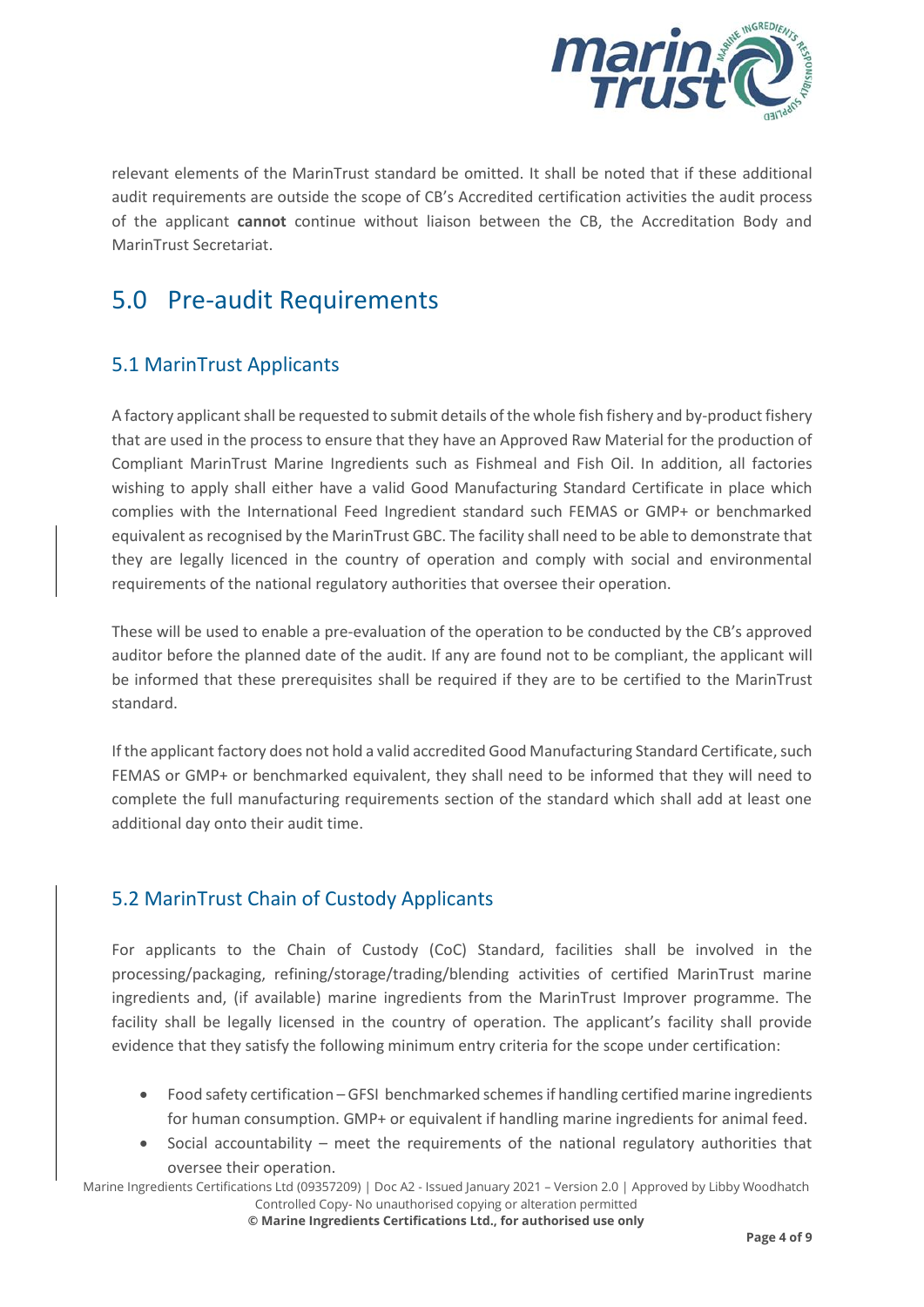relevant elements of the MarinTrust standard be omitted. It shall be noted that if these additional audit requirements are outside the scope of CB's Accredited certification activities the audit process of the applicant **cannot** continue without liaison between the CB, the Accreditation Body and MarinTrust Secretariat.

# 5.0 Pre-audit Requirements

## 5.1 MarinTrust Applicants

A factory applicant shall be requested to submit details of the whole fish fishery and by-product fishery that are used in the process to ensure that they have an Approved Raw Material for the production of Compliant MarinTrust Marine Ingredients such as Fishmeal and Fish Oil. In addition, all factories wishing to apply shall either have a valid Good Manufacturing Standard Certificate in place which complies with the International Feed Ingredient standard such FEMAS or GMP+ or benchmarked equivalent as recognised by the MarinTrust GBC. The facility shall need to be able to demonstrate that they are legally licenced in the country of operation and comply with social and environmental requirements of the national regulatory authorities that oversee their operation.

These will be used to enable a pre-evaluation of the operation to be conducted by the CB's approved auditor before the planned date of the audit. If any are found not to be compliant, the applicant will be informed that these prerequisites shall be required if they are to be certified to the MarinTrust standard.

If the applicant factory does not hold a valid accredited Good Manufacturing Standard Certificate, such FEMAS or GMP+ or benchmarked equivalent, they shall need to be informed that they will need to complete the full manufacturing requirements section of the standard which shall add at least one additional day onto their audit time.

## 5.2 MarinTrust Chain of Custody Applicants

For applicants to the Chain of Custody (CoC) Standard, facilities shall be involved in the processing/packaging, refining/storage/trading/blending activities of certified MarinTrust marine ingredients and, (if available) marine ingredients from the MarinTrust Improver programme. The facility shall be legally licensed in the country of operation. The applicant's facility shall provide evidence that they satisfy the following minimum entry criteria for the scope under certification:

- Food safety certification – GFSI benchmarked schemes if handling certified marine ingredients for human consumption. GMP+ or equivalent if handling marine ingredients for animal feed.
- Social accountability – meet the requirements of the national regulatory authorities that oversee their operation.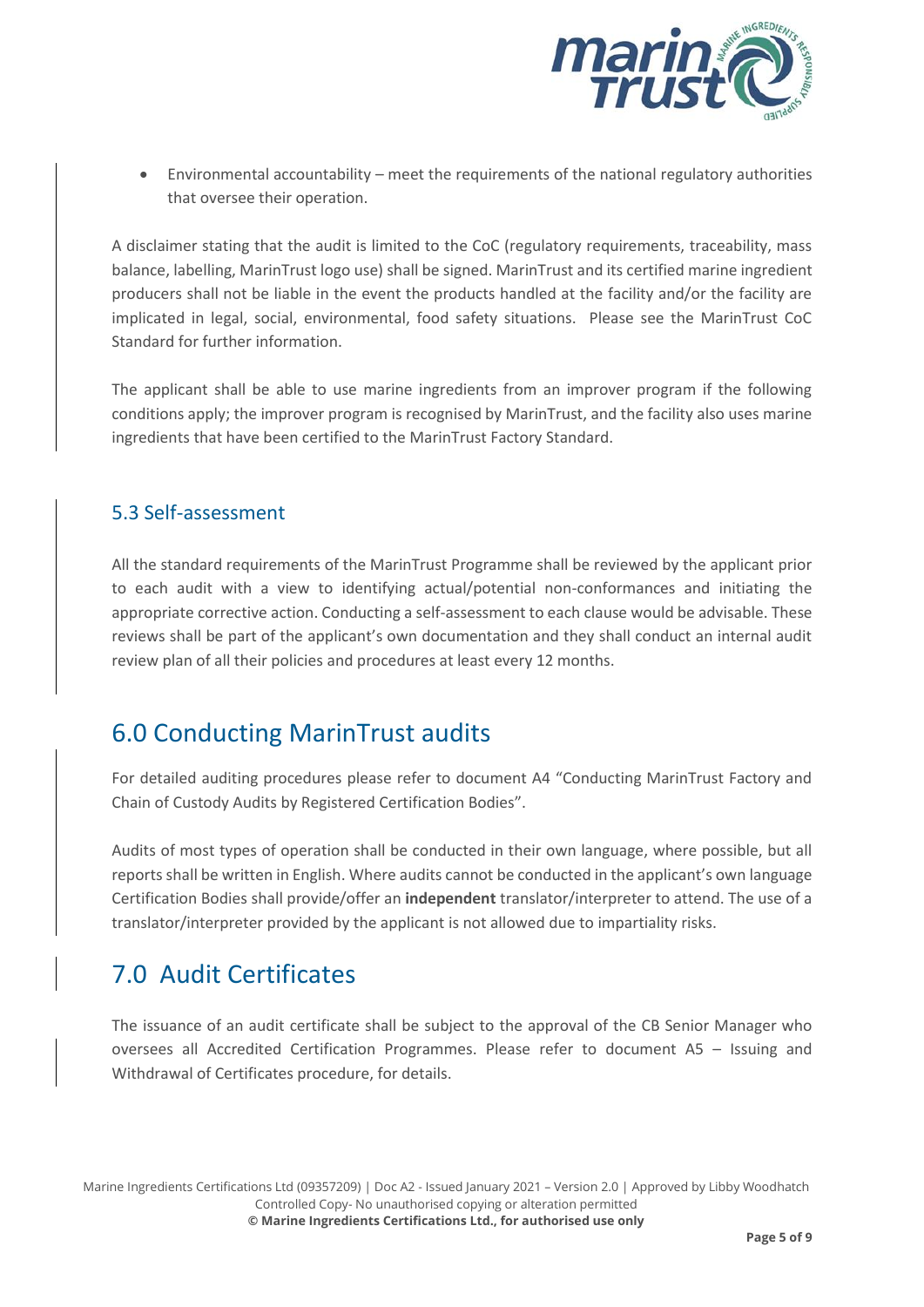- Environmental accountability – meet the requirements of the national regulatory authorities that oversee their operation.

A disclaimer stating that the audit is limited to the CoC (regulatory requirements, traceability, mass balance, labelling, MarinTrust logo use) shall be signed. MarinTrust and its certified marine ingredient producers shall not be liable in the event the products handled at the facility and/or the facility are implicated in legal, social, environmental, food safety situations. Please see the MarinTrust CoC Standard for further information.

The applicant shall be able to use marine ingredients from an improver program if the following conditions apply; the improver program is recognised by MarinTrust, and the facility also uses marine ingredients that have been certified to the MarinTrust Factory Standard.

### 5.3 Self-assessment

All the standard requirements of the MarinTrust Programme shall be reviewed by the applicant prior to each audit with a view to identifying actual/potential non-conformances and initiating the appropriate corrective action. Conducting a self-assessment to each clause would be advisable. These reviews shall be part of the applicant's own documentation and they shall conduct an internal audit review plan of all their policies and procedures at least every 12 months.

## 6.0 Conducting MarinTrust audits

For detailed auditing procedures please refer to document A4 "Conducting MarinTrust Factory and Chain of Custody Audits by Registered Certification Bodies".

Audits of most types of operation shall be conducted in their own language, where possible, but all reports shall be written in English. Where audits cannot be conducted in the applicant's own language Certification Bodies shall provide/offer an **independent** translator/interpreter to attend. The use of a translator/interpreter provided by the applicant is not allowed due to impartiality risks.

## 7.0 Audit Certificates

The issuance of an audit certificate shall be subject to the approval of the CB Senior Manager who oversees all Accredited Certification Programmes. Please refer to document A5 – Issuing and Withdrawal of Certificates procedure, for details.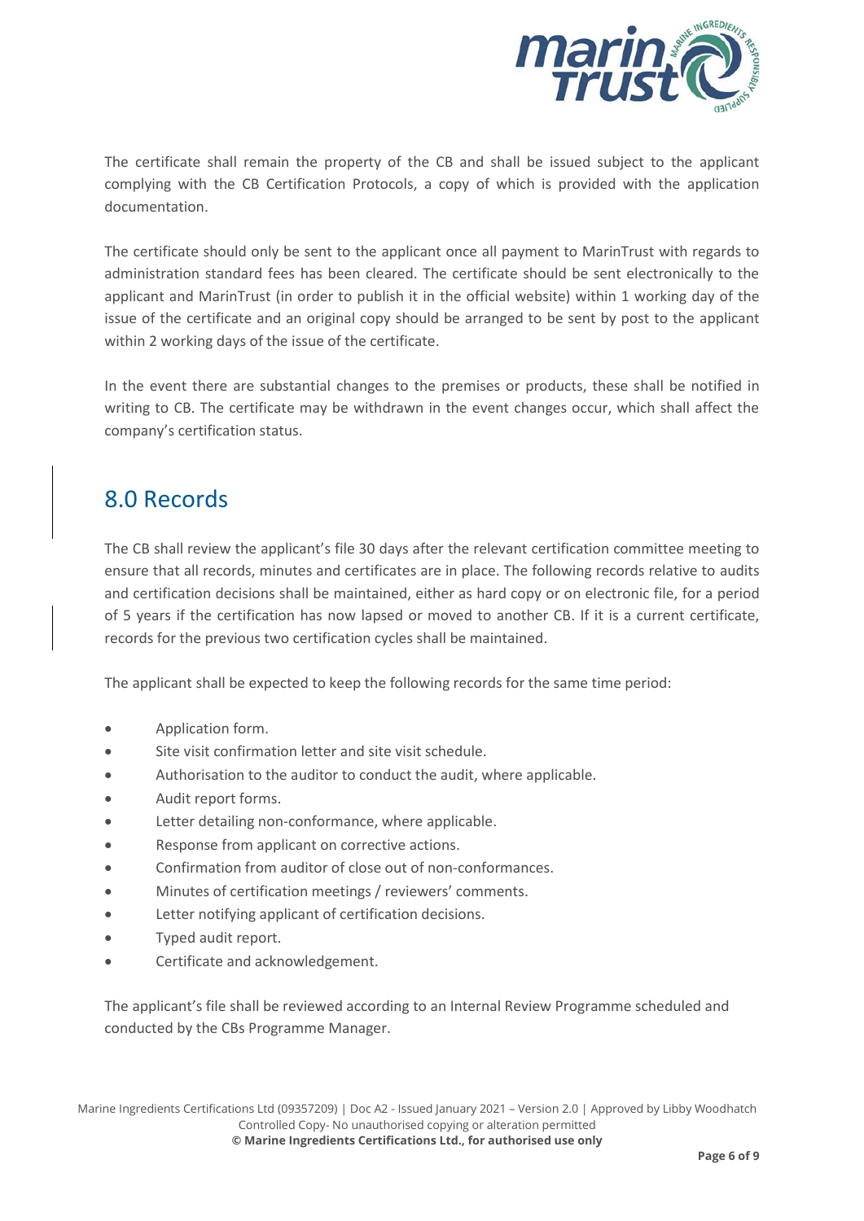The certificate shall remain the property of the CB and shall be issued subject to the applicant complying with the CB Certification Protocols, a copy of which is provided with the application documentation.

The certificate should only be sent to the applicant once all payment to MarinTrust with regards to administration standard fees has been cleared. The certificate should be sent electronically to the applicant and MarinTrust (in order to publish it in the official website) within 1 working day of the issue of the certificate and an original copy should be arranged to be sent by post to the applicant within 2 working days of the issue of the certificate.

In the event there are substantial changes to the premises or products, these shall be notified in writing to CB. The certificate may be withdrawn in the event changes occur, which shall affect the company's certification status.

## 8.0 Records

The CB shall review the applicant's file 30 days after the relevant certification committee meeting to ensure that all records, minutes and certificates are in place. The following records relative to audits and certification decisions shall be maintained, either as hard copy or on electronic file, for a period of 5 years if the certification has now lapsed or moved to another CB. If it is a current certificate, records for the previous two certification cycles shall be maintained.

The applicant shall be expected to keep the following records for the same time period:

- Application form.
- Site visit confirmation letter and site visit schedule.
- Authorisation to the auditor to conduct the audit, where applicable.
- Audit report forms.
- Letter detailing non-conformance, where applicable.
- Response from applicant on corrective actions.
- Confirmation from auditor of close out of non-conformances.
- Minutes of certification meetings / reviewers' comments.
- Letter notifying applicant of certification decisions.
- Typed audit report.
- Certificate and acknowledgement.

The applicant's file shall be reviewed according to an Internal Review Programme scheduled and conducted by the CBs Programme Manager.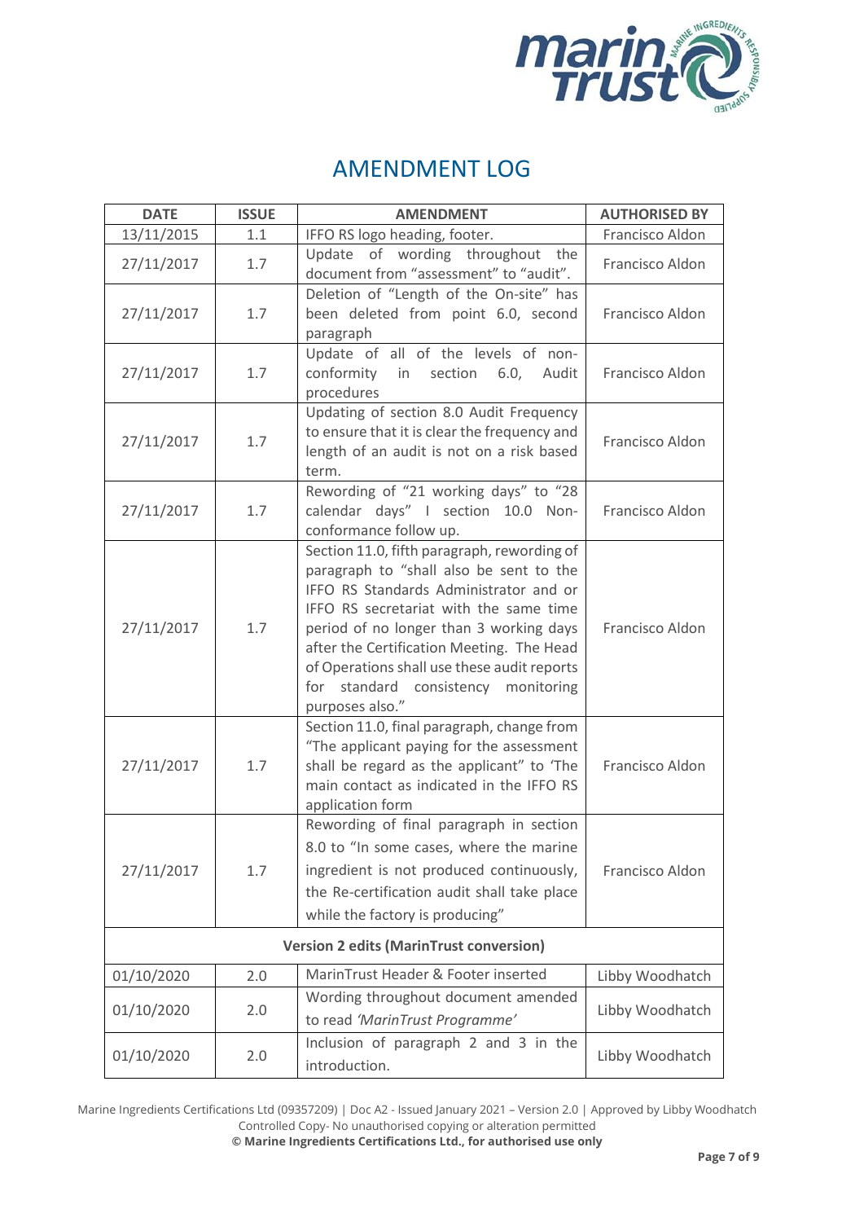# AMENDMENT LOG

| DATE | ISSUE | AMENDMENT | AUTHORISED BY |
|---|---|---|---|
| 13/11/2015 | 1.1 | IFFO RS logo heading, footer. | Francisco Aldon |
| 27/11/2017 | 1.7 | Update of wording throughout the document from "assessment" to "audit". | Francisco Aldon |
| 27/11/2017 | 1.7 | Deletion of "Length of the On-site" has been deleted from point 6.0, second paragraph | Francisco Aldon |
| 27/11/2017 | 1.7 | Update of all of the levels of non-conformity in section 6.0, Audit procedures | Francisco Aldon |
| 27/11/2017 | 1.7 | Updating of section 8.0 Audit Frequency to ensure that it is clear the frequency and length of an audit is not on a risk based term. | Francisco Aldon |
| 27/11/2017 | 1.7 | Rewording of "21 working days" to "28 calendar days" I section 10.0 Non-conformance follow up. | Francisco Aldon |
| 27/11/2017 | 1.7 | Section 11.0, fifth paragraph, rewording of paragraph to "shall also be sent to the IFFO RS Standards Administrator and or IFFO RS secretariat with the same time period of no longer than 3 working days after the Certification Meeting. The Head of Operations shall use these audit reports for standard consistency monitoring purposes also." | Francisco Aldon |
| 27/11/2017 | 1.7 | Section 11.0, final paragraph, change from "The applicant paying for the assessment shall be regard as the applicant" to 'The main contact as indicated in the IFFO RS application form | Francisco Aldon |
| 27/11/2017 | 1.7 | Rewording of final paragraph in section 8.0 to "In some cases, where the marine ingredient is not produced continuously, the Re-certification audit shall take place while the factory is producing" | Francisco Aldon |
| **Version 2 edits (MarinTrust conversion)** | | | |
| 01/10/2020 | 2.0 | MarinTrust Header & Footer inserted | Libby Woodhatch |
| 01/10/2020 | 2.0 | Wording throughout document amended to read *'MarinTrust Programme'* | Libby Woodhatch |
| 01/10/2020 | 2.0 | Inclusion of paragraph 2 and 3 in the introduction. | Libby Woodhatch |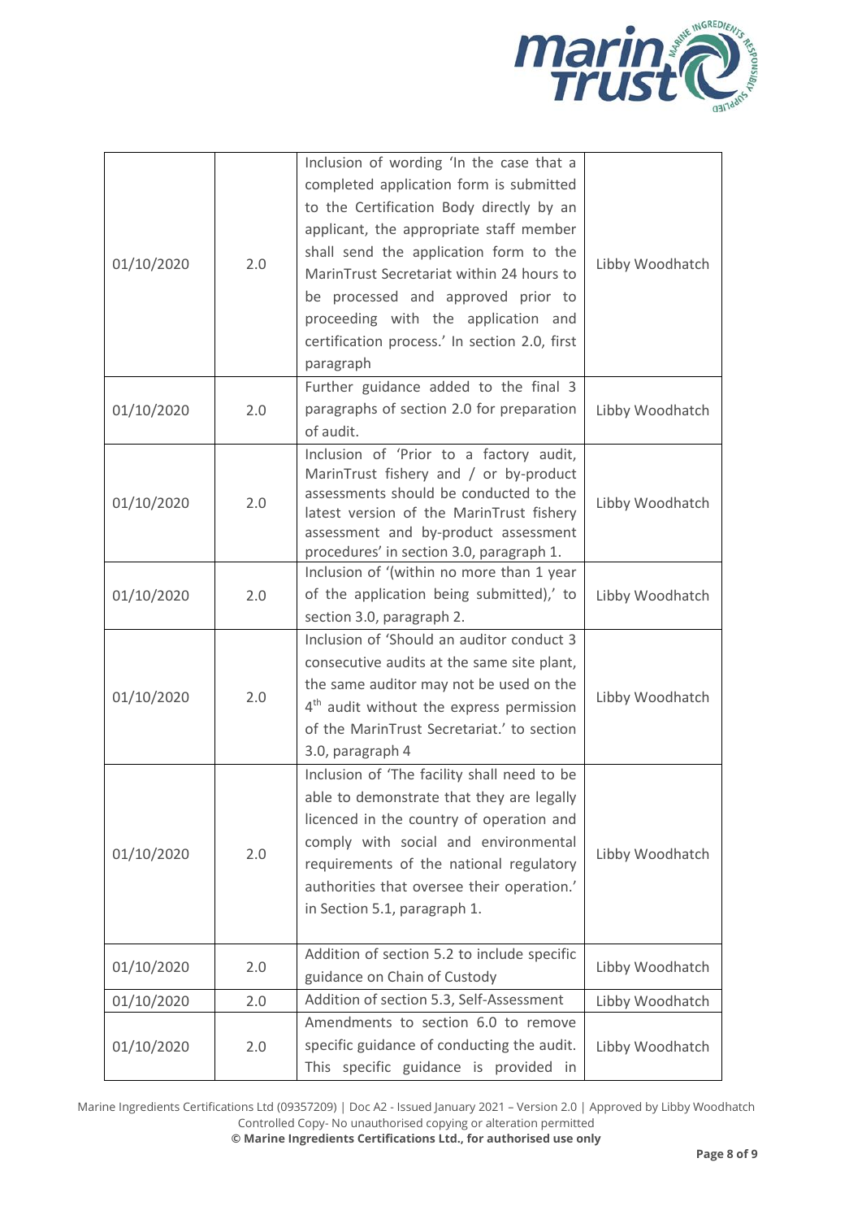| 01/10/2020 | 2.0 | Inclusion of wording 'In the case that a completed application form is submitted to the Certification Body directly by an applicant, the appropriate staff member shall send the application form to the MarinTrust Secretariat within 24 hours to be processed and approved prior to proceeding with the application and certification process.' In section 2.0, first paragraph | Libby Woodhatch |
|---|---|---|---|
| 01/10/2020 | 2.0 | Further guidance added to the final 3 paragraphs of section 2.0 for preparation of audit. | Libby Woodhatch |
| 01/10/2020 | 2.0 | Inclusion of 'Prior to a factory audit, MarinTrust fishery and / or by-product assessments should be conducted to the latest version of the MarinTrust fishery assessment and by-product assessment procedures' in section 3.0, paragraph 1. | Libby Woodhatch |
| 01/10/2020 | 2.0 | Inclusion of '(within no more than 1 year of the application being submitted),' to section 3.0, paragraph 2. | Libby Woodhatch |
| 01/10/2020 | 2.0 | Inclusion of 'Should an auditor conduct 3 consecutive audits at the same site plant, the same auditor may not be used on the 4th audit without the express permission of the MarinTrust Secretariat.' to section 3.0, paragraph 4 | Libby Woodhatch |
| 01/10/2020 | 2.0 | Inclusion of 'The facility shall need to be able to demonstrate that they are legally licenced in the country of operation and comply with social and environmental requirements of the national regulatory authorities that oversee their operation.' in Section 5.1, paragraph 1. | Libby Woodhatch |
| 01/10/2020 | 2.0 | Addition of section 5.2 to include specific guidance on Chain of Custody | Libby Woodhatch |
| 01/10/2020 | 2.0 | Addition of section 5.3, Self-Assessment | Libby Woodhatch |
| 01/10/2020 | 2.0 | Amendments to section 6.0 to remove specific guidance of conducting the audit. This specific guidance is provided in | Libby Woodhatch |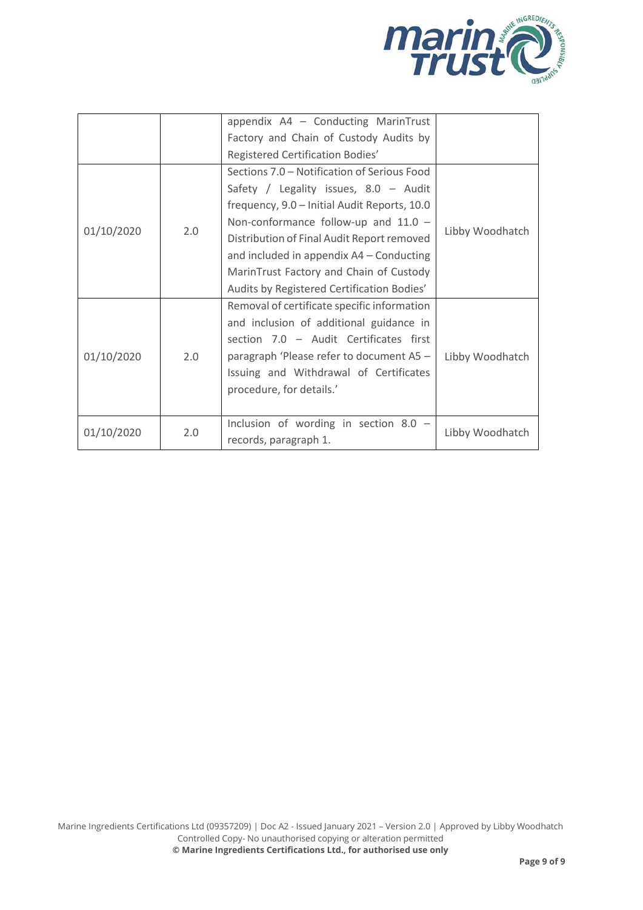| | | | |
|---|---|---|---|
| | | appendix A4 – Conducting MarinTrust Factory and Chain of Custody Audits by Registered Certification Bodies' | |
| 01/10/2020 | 2.0 | Sections 7.0 – Notification of Serious Food Safety / Legality issues, 8.0 – Audit frequency, 9.0 – Initial Audit Reports, 10.0 Non-conformance follow-up and 11.0 – Distribution of Final Audit Report removed and included in appendix A4 – Conducting MarinTrust Factory and Chain of Custody Audits by Registered Certification Bodies' | Libby Woodhatch |
| 01/10/2020 | 2.0 | Removal of certificate specific information and inclusion of additional guidance in section 7.0 – Audit Certificates first paragraph 'Please refer to document A5 – Issuing and Withdrawal of Certificates procedure, for details.' | Libby Woodhatch |
| 01/10/2020 | 2.0 | Inclusion of wording in section 8.0 – records, paragraph 1. | Libby Woodhatch |